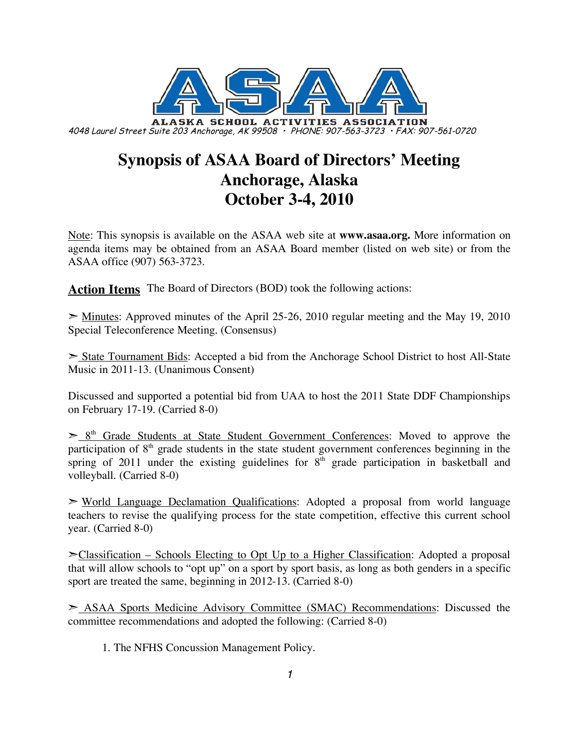**ALASKA SCHOOL ACTIVITIES ASSOCIATION**

*4048 Laurel Street Suite 203 Anchorage, AK 99508 • PHONE: 907-563-3723 • FAX: 907-561-0720*

# Synopsis of ASAA Board of Directors' Meeting
# Anchorage, Alaska
# October 3-4, 2010

Note: This synopsis is available on the ASAA web site at **www.asaa.org.** More information on agenda items may be obtained from an ASAA Board member (listed on web site) or from the ASAA office (907) 563-3723.

## Action Items

The Board of Directors (BOD) took the following actions:

➢ Minutes: Approved minutes of the April 25-26, 2010 regular meeting and the May 19, 2010 Special Teleconference Meeting. (Consensus)

➢ State Tournament Bids: Accepted a bid from the Anchorage School District to host All-State Music in 2011-13. (Unanimous Consent)

Discussed and supported a potential bid from UAA to host the 2011 State DDF Championships on February 17-19. (Carried 8-0)

➢ 8th Grade Students at State Student Government Conferences: Moved to approve the participation of 8th grade students in the state student government conferences beginning in the spring of 2011 under the existing guidelines for 8th grade participation in basketball and volleyball. (Carried 8-0)

➢ World Language Declamation Qualifications: Adopted a proposal from world language teachers to revise the qualifying process for the state competition, effective this current school year. (Carried 8-0)

➢ Classification – Schools Electing to Opt Up to a Higher Classification: Adopted a proposal that will allow schools to "opt up" on a sport by sport basis, as long as both genders in a specific sport are treated the same, beginning in 2012-13. (Carried 8-0)

➢ ASAA Sports Medicine Advisory Committee (SMAC) Recommendations: Discussed the committee recommendations and adopted the following: (Carried 8-0)

1. The NFHS Concussion Management Policy.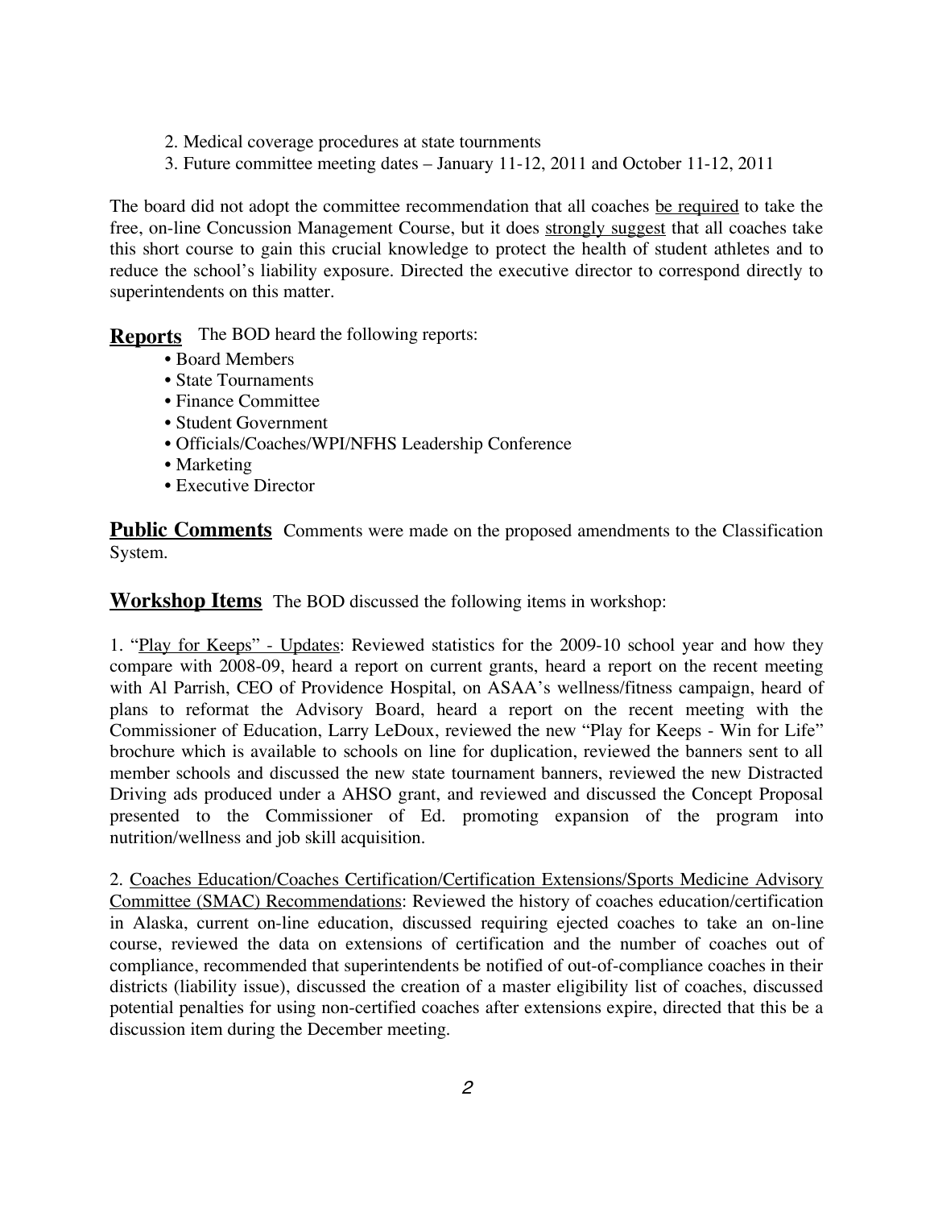2. Medical coverage procedures at state tournments
3. Future committee meeting dates – January 11-12, 2011 and October 11-12, 2011

The board did not adopt the committee recommendation that all coaches <u>be required</u> to take the free, on-line Concussion Management Course, but it does <u>strongly suggest</u> that all coaches take this short course to gain this crucial knowledge to protect the health of student athletes and to reduce the school's liability exposure. Directed the executive director to correspond directly to superintendents on this matter.

**Reports** The BOD heard the following reports:

- Board Members
- State Tournaments
- Finance Committee
- Student Government
- Officials/Coaches/WPI/NFHS Leadership Conference
- Marketing
- Executive Director

**Public Comments** Comments were made on the proposed amendments to the Classification System.

**Workshop Items** The BOD discussed the following items in workshop:

1. "<u>Play for Keeps" - Updates</u>: Reviewed statistics for the 2009-10 school year and how they compare with 2008-09, heard a report on current grants, heard a report on the recent meeting with Al Parrish, CEO of Providence Hospital, on ASAA's wellness/fitness campaign, heard of plans to reformat the Advisory Board, heard a report on the recent meeting with the Commissioner of Education, Larry LeDoux, reviewed the new "Play for Keeps - Win for Life" brochure which is available to schools on line for duplication, reviewed the banners sent to all member schools and discussed the new state tournament banners, reviewed the new Distracted Driving ads produced under a AHSO grant, and reviewed and discussed the Concept Proposal presented to the Commissioner of Ed. promoting expansion of the program into nutrition/wellness and job skill acquisition.

2. <u>Coaches Education/Coaches Certification/Certification Extensions/Sports Medicine Advisory Committee (SMAC) Recommendations</u>: Reviewed the history of coaches education/certification in Alaska, current on-line education, discussed requiring ejected coaches to take an on-line course, reviewed the data on extensions of certification and the number of coaches out of compliance, recommended that superintendents be notified of out-of-compliance coaches in their districts (liability issue), discussed the creation of a master eligibility list of coaches, discussed potential penalties for using non-certified coaches after extensions expire, directed that this be a discussion item during the December meeting.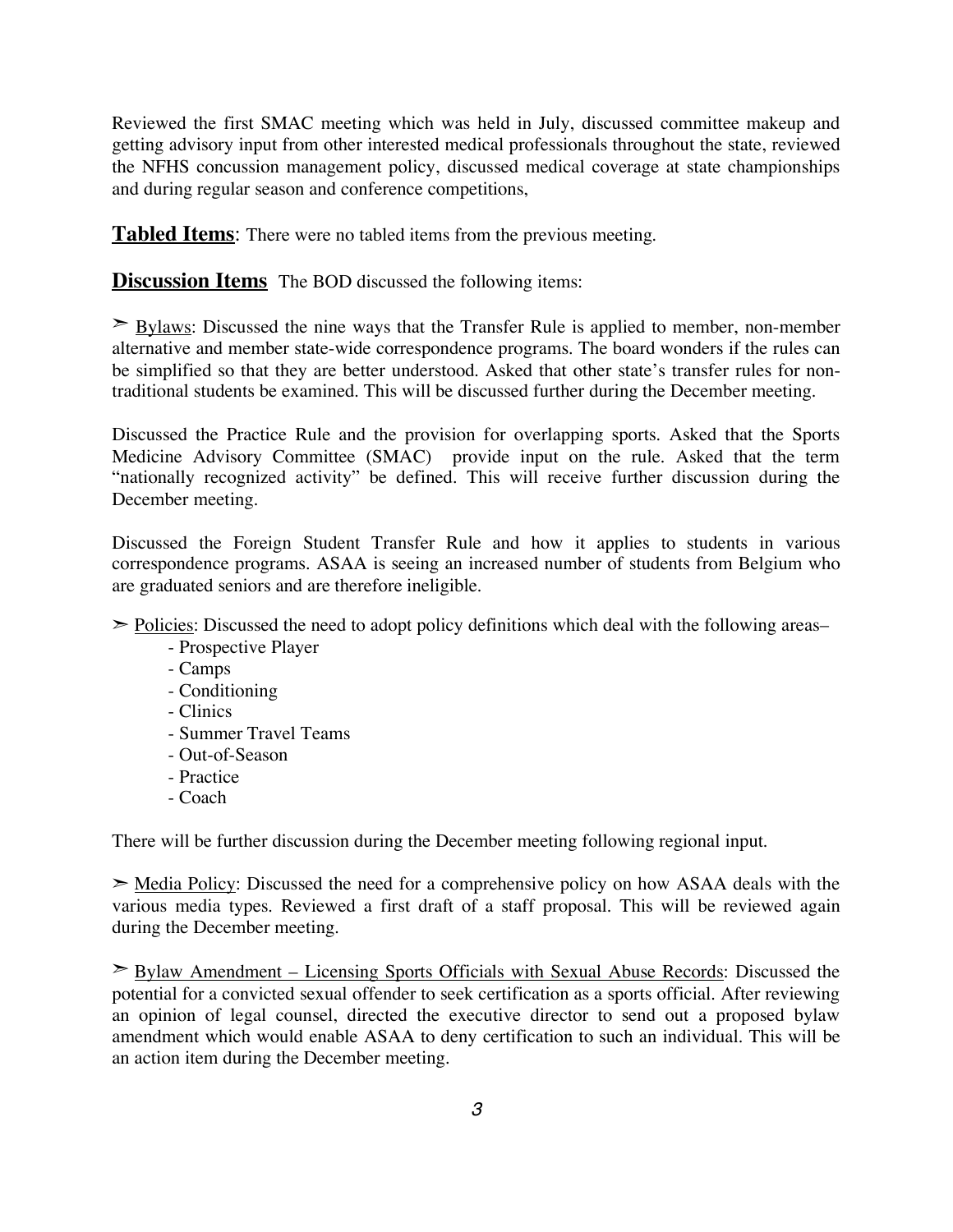Reviewed the first SMAC meeting which was held in July, discussed committee makeup and getting advisory input from other interested medical professionals throughout the state, reviewed the NFHS concussion management policy, discussed medical coverage at state championships and during regular season and conference competitions,

**Tabled Items**: There were no tabled items from the previous meeting.

**Discussion Items** The BOD discussed the following items:

➢ Bylaws: Discussed the nine ways that the Transfer Rule is applied to member, non-member alternative and member state-wide correspondence programs. The board wonders if the rules can be simplified so that they are better understood. Asked that other state's transfer rules for non-traditional students be examined. This will be discussed further during the December meeting.

Discussed the Practice Rule and the provision for overlapping sports. Asked that the Sports Medicine Advisory Committee (SMAC) provide input on the rule. Asked that the term "nationally recognized activity" be defined. This will receive further discussion during the December meeting.

Discussed the Foreign Student Transfer Rule and how it applies to students in various correspondence programs. ASAA is seeing an increased number of students from Belgium who are graduated seniors and are therefore ineligible.

➢ Policies: Discussed the need to adopt policy definitions which deal with the following areas–

- Prospective Player
- Camps
- Conditioning
- Clinics
- Summer Travel Teams
- Out-of-Season
- Practice
- Coach

There will be further discussion during the December meeting following regional input.

➢ Media Policy: Discussed the need for a comprehensive policy on how ASAA deals with the various media types. Reviewed a first draft of a staff proposal. This will be reviewed again during the December meeting.

➢ Bylaw Amendment – Licensing Sports Officials with Sexual Abuse Records: Discussed the potential for a convicted sexual offender to seek certification as a sports official. After reviewing an opinion of legal counsel, directed the executive director to send out a proposed bylaw amendment which would enable ASAA to deny certification to such an individual. This will be an action item during the December meeting.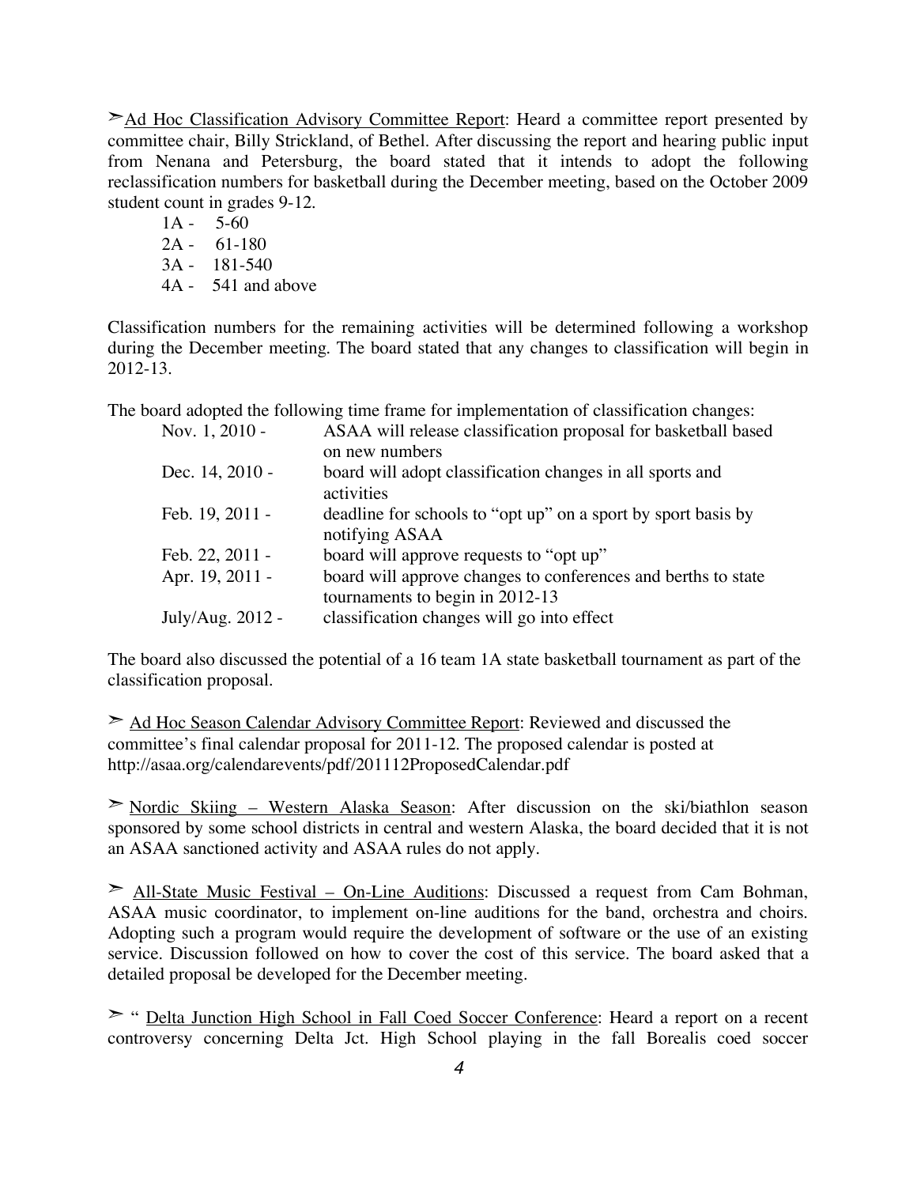➢ <u>Ad Hoc Classification Advisory Committee Report</u>: Heard a committee report presented by committee chair, Billy Strickland, of Bethel. After discussing the report and hearing public input from Nenana and Petersburg, the board stated that it intends to adopt the following reclassification numbers for basketball during the December meeting, based on the October 2009 student count in grades 9-12.

1A - 5-60
2A - 61-180
3A - 181-540
4A - 541 and above

Classification numbers for the remaining activities will be determined following a workshop during the December meeting. The board stated that any changes to classification will begin in 2012-13.

The board adopted the following time frame for implementation of classification changes:

| | |
|---|---|
| Nov. 1, 2010 - | ASAA will release classification proposal for basketball based on new numbers |
| Dec. 14, 2010 - | board will adopt classification changes in all sports and activities |
| Feb. 19, 2011 - | deadline for schools to "opt up" on a sport by sport basis by notifying ASAA |
| Feb. 22, 2011 - | board will approve requests to "opt up" |
| Apr. 19, 2011 - | board will approve changes to conferences and berths to state tournaments to begin in 2012-13 |
| July/Aug. 2012 - | classification changes will go into effect |

The board also discussed the potential of a 16 team 1A state basketball tournament as part of the classification proposal.

➢ <u>Ad Hoc Season Calendar Advisory Committee Report</u>: Reviewed and discussed the committee's final calendar proposal for 2011-12. The proposed calendar is posted at http://asaa.org/calendarevents/pdf/201112ProposedCalendar.pdf

➢ <u>Nordic Skiing – Western Alaska Season</u>: After discussion on the ski/biathlon season sponsored by some school districts in central and western Alaska, the board decided that it is not an ASAA sanctioned activity and ASAA rules do not apply.

➢ <u>All-State Music Festival – On-Line Auditions</u>: Discussed a request from Cam Bohman, ASAA music coordinator, to implement on-line auditions for the band, orchestra and choirs. Adopting such a program would require the development of software or the use of an existing service. Discussion followed on how to cover the cost of this service. The board asked that a detailed proposal be developed for the December meeting.

➢ " <u>Delta Junction High School in Fall Coed Soccer Conference</u>: Heard a report on a recent controversy concerning Delta Jct. High School playing in the fall Borealis coed soccer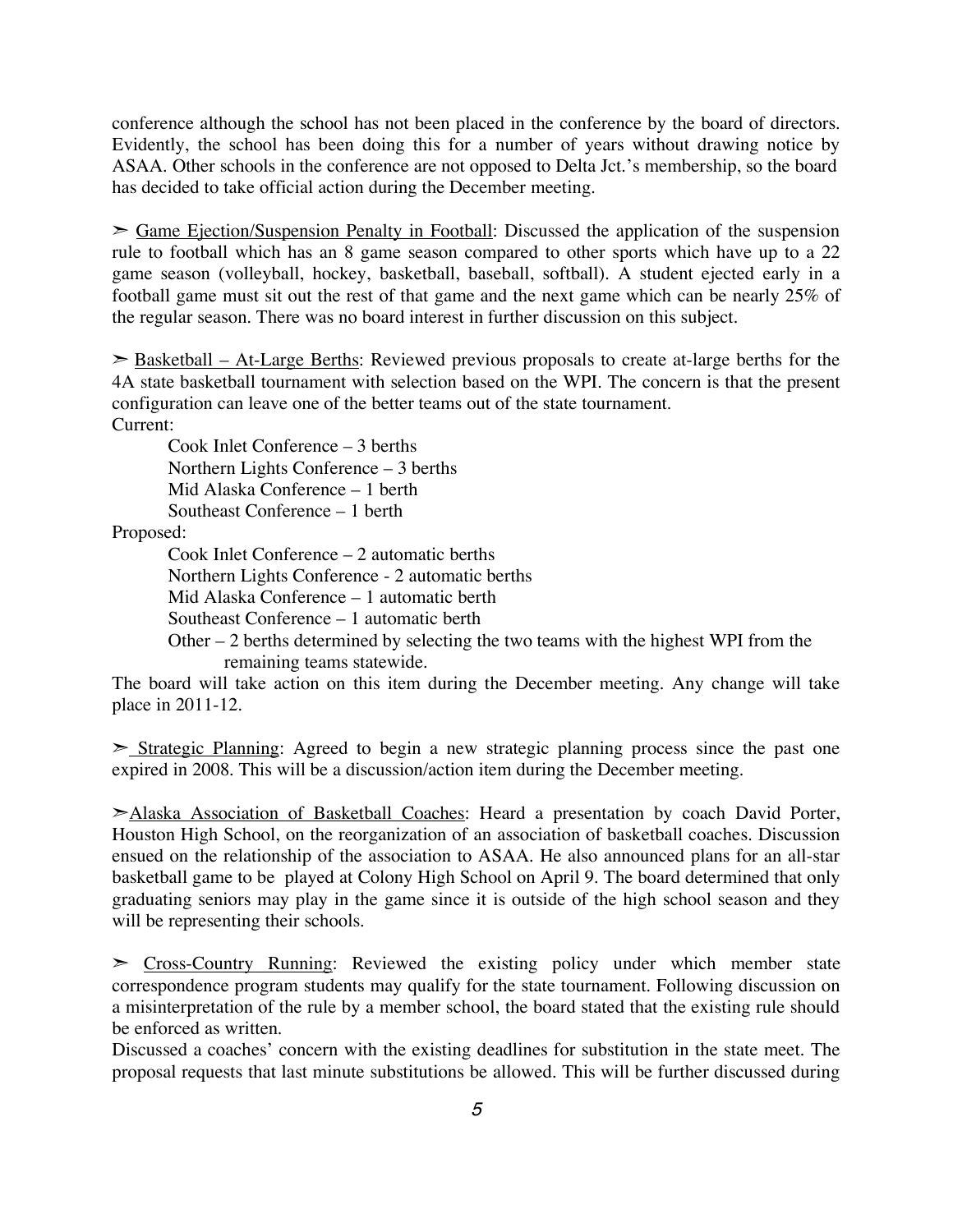conference although the school has not been placed in the conference by the board of directors. Evidently, the school has been doing this for a number of years without drawing notice by ASAA. Other schools in the conference are not opposed to Delta Jct.'s membership, so the board has decided to take official action during the December meeting.

➢ Game Ejection/Suspension Penalty in Football: Discussed the application of the suspension rule to football which has an 8 game season compared to other sports which have up to a 22 game season (volleyball, hockey, basketball, baseball, softball). A student ejected early in a football game must sit out the rest of that game and the next game which can be nearly 25% of the regular season. There was no board interest in further discussion on this subject.

➢ Basketball – At-Large Berths: Reviewed previous proposals to create at-large berths for the 4A state basketball tournament with selection based on the WPI. The concern is that the present configuration can leave one of the better teams out of the state tournament.

Current:

- Cook Inlet Conference – 3 berths
- Northern Lights Conference – 3 berths
- Mid Alaska Conference – 1 berth
- Southeast Conference – 1 berth

Proposed:

- Cook Inlet Conference – 2 automatic berths
- Northern Lights Conference - 2 automatic berths
- Mid Alaska Conference – 1 automatic berth
- Southeast Conference – 1 automatic berth
- Other – 2 berths determined by selecting the two teams with the highest WPI from the remaining teams statewide.

The board will take action on this item during the December meeting. Any change will take place in 2011-12.

➢ Strategic Planning: Agreed to begin a new strategic planning process since the past one expired in 2008. This will be a discussion/action item during the December meeting.

➢ Alaska Association of Basketball Coaches: Heard a presentation by coach David Porter, Houston High School, on the reorganization of an association of basketball coaches. Discussion ensued on the relationship of the association to ASAA. He also announced plans for an all-star basketball game to be played at Colony High School on April 9. The board determined that only graduating seniors may play in the game since it is outside of the high school season and they will be representing their schools.

➢ Cross-Country Running: Reviewed the existing policy under which member state correspondence program students may qualify for the state tournament. Following discussion on a misinterpretation of the rule by a member school, the board stated that the existing rule should be enforced as written.

Discussed a coaches' concern with the existing deadlines for substitution in the state meet. The proposal requests that last minute substitutions be allowed. This will be further discussed during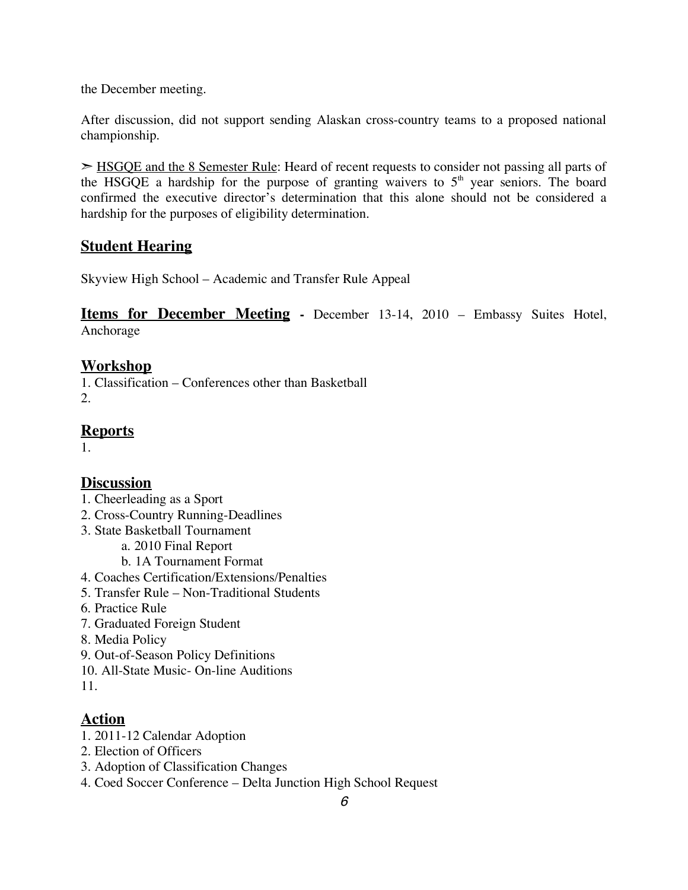the December meeting.

After discussion, did not support sending Alaskan cross-country teams to a proposed national championship.

➢ HSGQE and the 8 Semester Rule: Heard of recent requests to consider not passing all parts of the HSGQE a hardship for the purpose of granting waivers to 5th year seniors. The board confirmed the executive director's determination that this alone should not be considered a hardship for the purposes of eligibility determination.

## Student Hearing

Skyview High School – Academic and Transfer Rule Appeal

## Items for December Meeting - December 13-14, 2010 – Embassy Suites Hotel, Anchorage

## Workshop

1. Classification – Conferences other than Basketball
2.

## Reports

1.

## Discussion

1. Cheerleading as a Sport
2. Cross-Country Running-Deadlines
3. State Basketball Tournament
   a. 2010 Final Report
   b. 1A Tournament Format
4. Coaches Certification/Extensions/Penalties
5. Transfer Rule – Non-Traditional Students
6. Practice Rule
7. Graduated Foreign Student
8. Media Policy
9. Out-of-Season Policy Definitions
10. All-State Music- On-line Auditions
11.

## Action

1. 2011-12 Calendar Adoption
2. Election of Officers
3. Adoption of Classification Changes
4. Coed Soccer Conference – Delta Junction High School Request